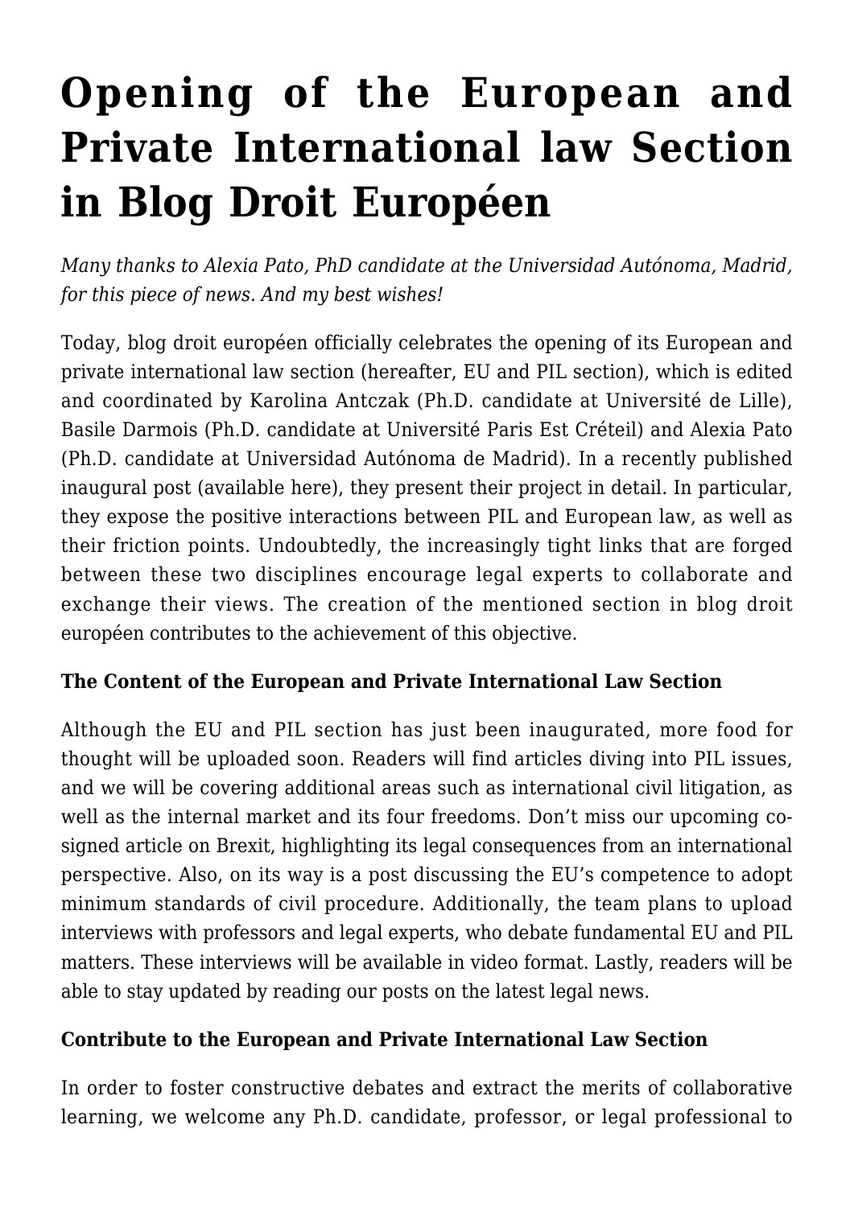# Opening of the European and Private International law Section in Blog Droit Européen

*Many thanks to Alexia Pato, PhD candidate at the Universidad Autónoma, Madrid, for this piece of news. And my best wishes!*

Today, blog droit européen officially celebrates the opening of its European and private international law section (hereafter, EU and PIL section), which is edited and coordinated by Karolina Antczak (Ph.D. candidate at Université de Lille), Basile Darmois (Ph.D. candidate at Université Paris Est Créteil) and Alexia Pato (Ph.D. candidate at Universidad Autónoma de Madrid). In a recently published inaugural post (available here), they present their project in detail. In particular, they expose the positive interactions between PIL and European law, as well as their friction points. Undoubtedly, the increasingly tight links that are forged between these two disciplines encourage legal experts to collaborate and exchange their views. The creation of the mentioned section in blog droit européen contributes to the achievement of this objective.

**The Content of the European and Private International Law Section**

Although the EU and PIL section has just been inaugurated, more food for thought will be uploaded soon. Readers will find articles diving into PIL issues, and we will be covering additional areas such as international civil litigation, as well as the internal market and its four freedoms. Don't miss our upcoming co-signed article on Brexit, highlighting its legal consequences from an international perspective. Also, on its way is a post discussing the EU's competence to adopt minimum standards of civil procedure. Additionally, the team plans to upload interviews with professors and legal experts, who debate fundamental EU and PIL matters. These interviews will be available in video format. Lastly, readers will be able to stay updated by reading our posts on the latest legal news.

**Contribute to the European and Private International Law Section**

In order to foster constructive debates and extract the merits of collaborative learning, we welcome any Ph.D. candidate, professor, or legal professional to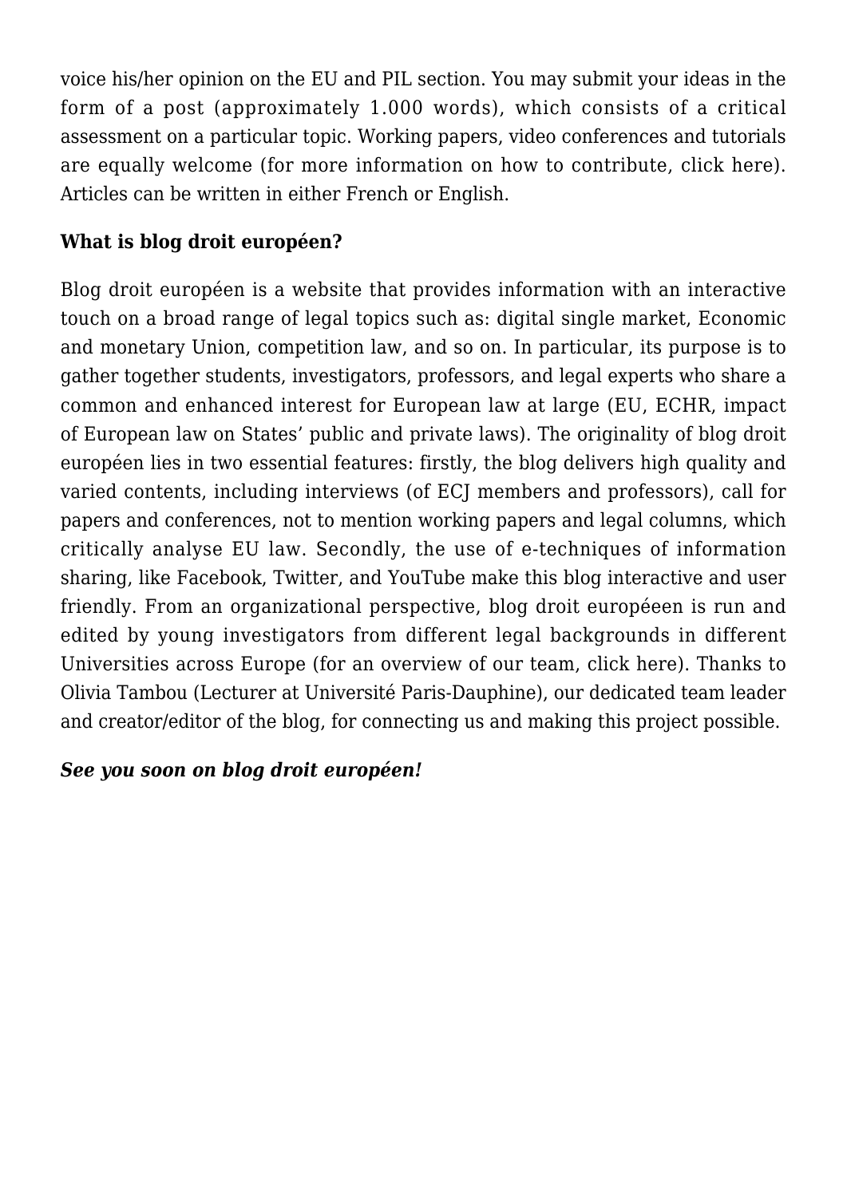voice his/her opinion on the EU and PIL section. You may submit your ideas in the form of a post (approximately 1.000 words), which consists of a critical assessment on a particular topic. Working papers, video conferences and tutorials are equally welcome (for more information on how to contribute, click here). Articles can be written in either French or English.

**What is blog droit européen?**

Blog droit européen is a website that provides information with an interactive touch on a broad range of legal topics such as: digital single market, Economic and monetary Union, competition law, and so on. In particular, its purpose is to gather together students, investigators, professors, and legal experts who share a common and enhanced interest for European law at large (EU, ECHR, impact of European law on States' public and private laws). The originality of blog droit européen lies in two essential features: firstly, the blog delivers high quality and varied contents, including interviews (of ECJ members and professors), call for papers and conferences, not to mention working papers and legal columns, which critically analyse EU law. Secondly, the use of e-techniques of information sharing, like Facebook, Twitter, and YouTube make this blog interactive and user friendly. From an organizational perspective, blog droit européeen is run and edited by young investigators from different legal backgrounds in different Universities across Europe (for an overview of our team, click here). Thanks to Olivia Tambou (Lecturer at Université Paris-Dauphine), our dedicated team leader and creator/editor of the blog, for connecting us and making this project possible.

***See you soon on blog droit européen!***